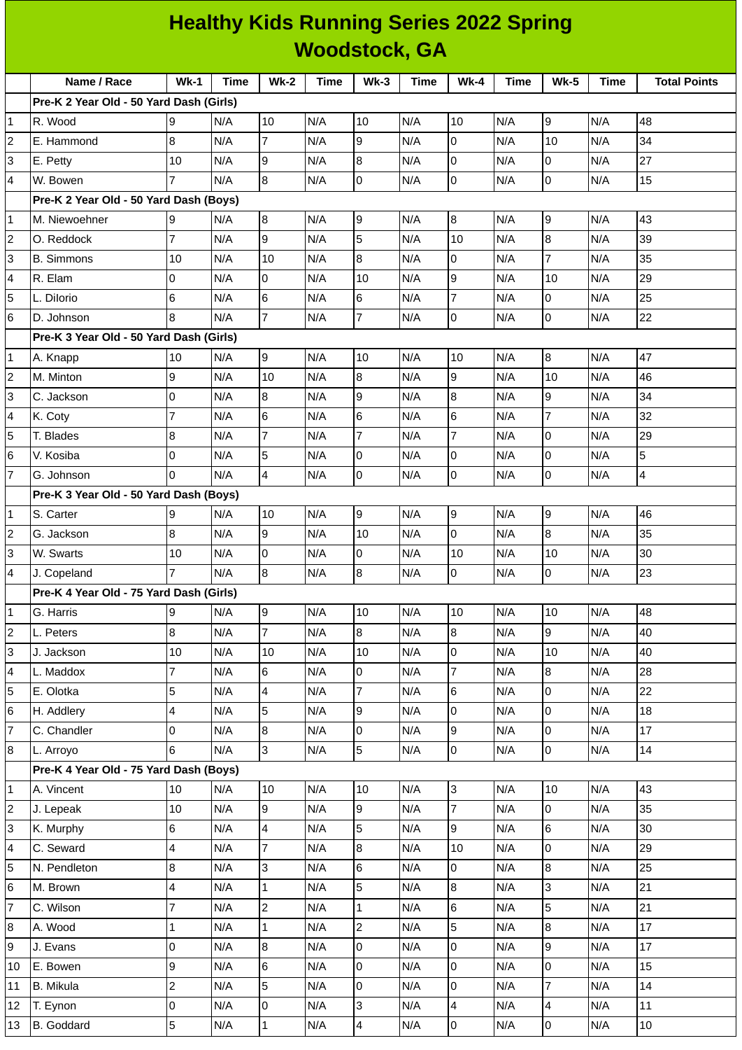# Healthy Kids Running Series 2022 Spring
## Woodstock, GA

| | Name / Race | Wk-1 | Time | Wk-2 | Time | Wk-3 | Time | Wk-4 | Time | Wk-5 | Time | Total Points |
|---|---|---|---|---|---|---|---|---|---|---|---|---|
| | **Pre-K 2 Year Old - 50 Yard Dash (Girls)** | | | | | | | | | | | |
| 1 | R. Wood | 9 | N/A | 10 | N/A | 10 | N/A | 10 | N/A | 9 | N/A | 48 |
| 2 | E. Hammond | 8 | N/A | 7 | N/A | 9 | N/A | 0 | N/A | 10 | N/A | 34 |
| 3 | E. Petty | 10 | N/A | 9 | N/A | 8 | N/A | 0 | N/A | 0 | N/A | 27 |
| 4 | W. Bowen | 7 | N/A | 8 | N/A | 0 | N/A | 0 | N/A | 0 | N/A | 15 |
| | **Pre-K 2 Year Old - 50 Yard Dash (Boys)** | | | | | | | | | | | |
| 1 | M. Niewoehner | 9 | N/A | 8 | N/A | 9 | N/A | 8 | N/A | 9 | N/A | 43 |
| 2 | O. Reddock | 7 | N/A | 9 | N/A | 5 | N/A | 10 | N/A | 8 | N/A | 39 |
| 3 | B. Simmons | 10 | N/A | 10 | N/A | 8 | N/A | 0 | N/A | 7 | N/A | 35 |
| 4 | R. Elam | 0 | N/A | 0 | N/A | 10 | N/A | 9 | N/A | 10 | N/A | 29 |
| 5 | L. Dilorio | 6 | N/A | 6 | N/A | 6 | N/A | 7 | N/A | 0 | N/A | 25 |
| 6 | D. Johnson | 8 | N/A | 7 | N/A | 7 | N/A | 0 | N/A | 0 | N/A | 22 |
| | **Pre-K 3 Year Old - 50 Yard Dash (Girls)** | | | | | | | | | | | |
| 1 | A. Knapp | 10 | N/A | 9 | N/A | 10 | N/A | 10 | N/A | 8 | N/A | 47 |
| 2 | M. Minton | 9 | N/A | 10 | N/A | 8 | N/A | 9 | N/A | 10 | N/A | 46 |
| 3 | C. Jackson | 0 | N/A | 8 | N/A | 9 | N/A | 8 | N/A | 9 | N/A | 34 |
| 4 | K. Coty | 7 | N/A | 6 | N/A | 6 | N/A | 6 | N/A | 7 | N/A | 32 |
| 5 | T. Blades | 8 | N/A | 7 | N/A | 7 | N/A | 7 | N/A | 0 | N/A | 29 |
| 6 | V. Kosiba | 0 | N/A | 5 | N/A | 0 | N/A | 0 | N/A | 0 | N/A | 5 |
| 7 | G. Johnson | 0 | N/A | 4 | N/A | 0 | N/A | 0 | N/A | 0 | N/A | 4 |
| | **Pre-K 3 Year Old - 50 Yard Dash (Boys)** | | | | | | | | | | | |
| 1 | S. Carter | 9 | N/A | 10 | N/A | 9 | N/A | 9 | N/A | 9 | N/A | 46 |
| 2 | G. Jackson | 8 | N/A | 9 | N/A | 10 | N/A | 0 | N/A | 8 | N/A | 35 |
| 3 | W. Swarts | 10 | N/A | 0 | N/A | 0 | N/A | 10 | N/A | 10 | N/A | 30 |
| 4 | J. Copeland | 7 | N/A | 8 | N/A | 8 | N/A | 0 | N/A | 0 | N/A | 23 |
| | **Pre-K 4 Year Old - 75 Yard Dash (Girls)** | | | | | | | | | | | |
| 1 | G. Harris | 9 | N/A | 9 | N/A | 10 | N/A | 10 | N/A | 10 | N/A | 48 |
| 2 | L. Peters | 8 | N/A | 7 | N/A | 8 | N/A | 8 | N/A | 9 | N/A | 40 |
| 3 | J. Jackson | 10 | N/A | 10 | N/A | 10 | N/A | 0 | N/A | 10 | N/A | 40 |
| 4 | L. Maddox | 7 | N/A | 6 | N/A | 0 | N/A | 7 | N/A | 8 | N/A | 28 |
| 5 | E. Olotka | 5 | N/A | 4 | N/A | 7 | N/A | 6 | N/A | 0 | N/A | 22 |
| 6 | H. Addlery | 4 | N/A | 5 | N/A | 9 | N/A | 0 | N/A | 0 | N/A | 18 |
| 7 | C. Chandler | 0 | N/A | 8 | N/A | 0 | N/A | 9 | N/A | 0 | N/A | 17 |
| 8 | L. Arroyo | 6 | N/A | 3 | N/A | 5 | N/A | 0 | N/A | 0 | N/A | 14 |
| | **Pre-K 4 Year Old - 75 Yard Dash (Boys)** | | | | | | | | | | | |
| 1 | A. Vincent | 10 | N/A | 10 | N/A | 10 | N/A | 3 | N/A | 10 | N/A | 43 |
| 2 | J. Lepeak | 10 | N/A | 9 | N/A | 9 | N/A | 7 | N/A | 0 | N/A | 35 |
| 3 | K. Murphy | 6 | N/A | 4 | N/A | 5 | N/A | 9 | N/A | 6 | N/A | 30 |
| 4 | C. Seward | 4 | N/A | 7 | N/A | 8 | N/A | 10 | N/A | 0 | N/A | 29 |
| 5 | N. Pendleton | 8 | N/A | 3 | N/A | 6 | N/A | 0 | N/A | 8 | N/A | 25 |
| 6 | M. Brown | 4 | N/A | 1 | N/A | 5 | N/A | 8 | N/A | 3 | N/A | 21 |
| 7 | C. Wilson | 7 | N/A | 2 | N/A | 1 | N/A | 6 | N/A | 5 | N/A | 21 |
| 8 | A. Wood | 1 | N/A | 1 | N/A | 2 | N/A | 5 | N/A | 8 | N/A | 17 |
| 9 | J. Evans | 0 | N/A | 8 | N/A | 0 | N/A | 0 | N/A | 9 | N/A | 17 |
| 10 | E. Bowen | 9 | N/A | 6 | N/A | 0 | N/A | 0 | N/A | 0 | N/A | 15 |
| 11 | B. Mikula | 2 | N/A | 5 | N/A | 0 | N/A | 0 | N/A | 7 | N/A | 14 |
| 12 | T. Eynon | 0 | N/A | 0 | N/A | 3 | N/A | 4 | N/A | 4 | N/A | 11 |
| 13 | B. Goddard | 5 | N/A | 1 | N/A | 4 | N/A | 0 | N/A | 0 | N/A | 10 |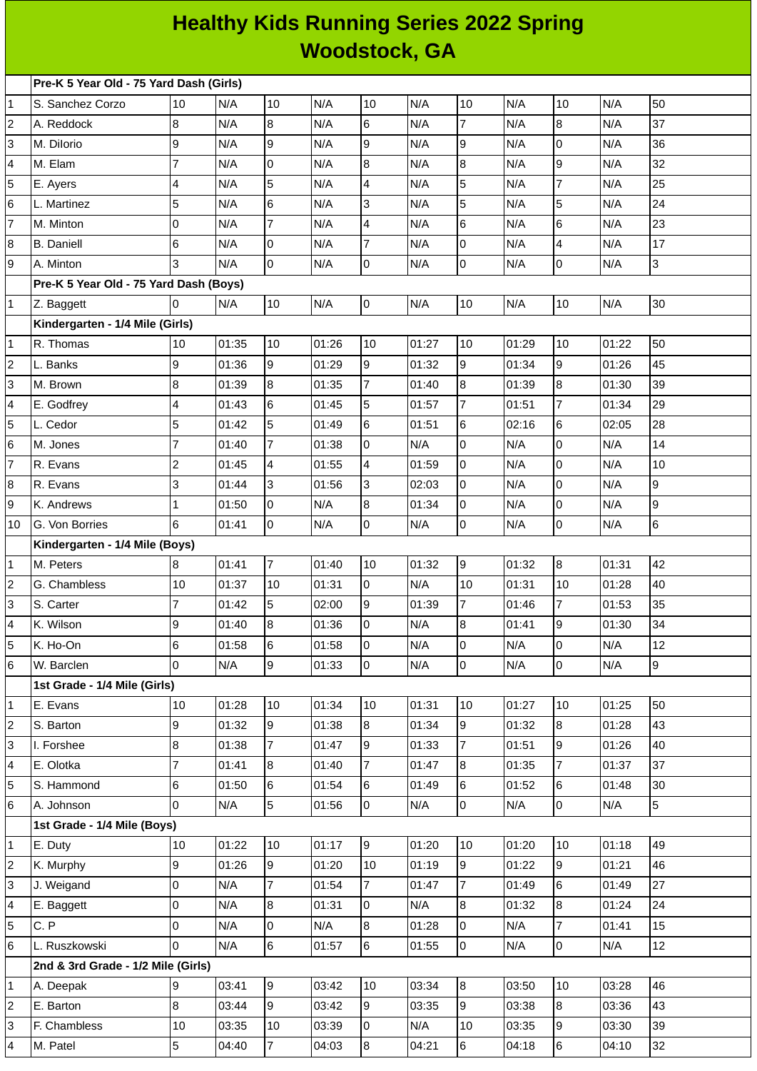# Healthy Kids Running Series 2022 Spring Woodstock, GA

| | | | | | | | | | | | | |
|---|---|---|---|---|---|---|---|---|---|---|---|---|
| | **Pre-K 5 Year Old - 75 Yard Dash (Girls)** | | | | | | | | | | | |
| 1 | S. Sanchez Corzo | 10 | N/A | 10 | N/A | 10 | N/A | 10 | N/A | 10 | N/A | 50 |
| 2 | A. Reddock | 8 | N/A | 8 | N/A | 6 | N/A | 7 | N/A | 8 | N/A | 37 |
| 3 | M. DiIorio | 9 | N/A | 9 | N/A | 9 | N/A | 9 | N/A | 0 | N/A | 36 |
| 4 | M. Elam | 7 | N/A | 0 | N/A | 8 | N/A | 8 | N/A | 9 | N/A | 32 |
| 5 | E. Ayers | 4 | N/A | 5 | N/A | 4 | N/A | 5 | N/A | 7 | N/A | 25 |
| 6 | L. Martinez | 5 | N/A | 6 | N/A | 3 | N/A | 5 | N/A | 5 | N/A | 24 |
| 7 | M. Minton | 0 | N/A | 7 | N/A | 4 | N/A | 6 | N/A | 6 | N/A | 23 |
| 8 | B. Daniell | 6 | N/A | 0 | N/A | 7 | N/A | 0 | N/A | 4 | N/A | 17 |
| 9 | A. Minton | 3 | N/A | 0 | N/A | 0 | N/A | 0 | N/A | 0 | N/A | 3 |
| | **Pre-K 5 Year Old - 75 Yard Dash (Boys)** | | | | | | | | | | | |
| 1 | Z. Baggett | 0 | N/A | 10 | N/A | 0 | N/A | 10 | N/A | 10 | N/A | 30 |
| | **Kindergarten - 1/4 Mile (Girls)** | | | | | | | | | | | |
| 1 | R. Thomas | 10 | 01:35 | 10 | 01:26 | 10 | 01:27 | 10 | 01:29 | 10 | 01:22 | 50 |
| 2 | L. Banks | 9 | 01:36 | 9 | 01:29 | 9 | 01:32 | 9 | 01:34 | 9 | 01:26 | 45 |
| 3 | M. Brown | 8 | 01:39 | 8 | 01:35 | 7 | 01:40 | 8 | 01:39 | 8 | 01:30 | 39 |
| 4 | E. Godfrey | 4 | 01:43 | 6 | 01:45 | 5 | 01:57 | 7 | 01:51 | 7 | 01:34 | 29 |
| 5 | L. Cedor | 5 | 01:42 | 5 | 01:49 | 6 | 01:51 | 6 | 02:16 | 6 | 02:05 | 28 |
| 6 | M. Jones | 7 | 01:40 | 7 | 01:38 | 0 | N/A | 0 | N/A | 0 | N/A | 14 |
| 7 | R. Evans | 2 | 01:45 | 4 | 01:55 | 4 | 01:59 | 0 | N/A | 0 | N/A | 10 |
| 8 | R. Evans | 3 | 01:44 | 3 | 01:56 | 3 | 02:03 | 0 | N/A | 0 | N/A | 9 |
| 9 | K. Andrews | 1 | 01:50 | 0 | N/A | 8 | 01:34 | 0 | N/A | 0 | N/A | 9 |
| 10 | G. Von Borries | 6 | 01:41 | 0 | N/A | 0 | N/A | 0 | N/A | 0 | N/A | 6 |
| | **Kindergarten - 1/4 Mile (Boys)** | | | | | | | | | | | |
| 1 | M. Peters | 8 | 01:41 | 7 | 01:40 | 10 | 01:32 | 9 | 01:32 | 8 | 01:31 | 42 |
| 2 | G. Chambless | 10 | 01:37 | 10 | 01:31 | 0 | N/A | 10 | 01:31 | 10 | 01:28 | 40 |
| 3 | S. Carter | 7 | 01:42 | 5 | 02:00 | 9 | 01:39 | 7 | 01:46 | 7 | 01:53 | 35 |
| 4 | K. Wilson | 9 | 01:40 | 8 | 01:36 | 0 | N/A | 8 | 01:41 | 9 | 01:30 | 34 |
| 5 | K. Ho-On | 6 | 01:58 | 6 | 01:58 | 0 | N/A | 0 | N/A | 0 | N/A | 12 |
| 6 | W. Barclen | 0 | N/A | 9 | 01:33 | 0 | N/A | 0 | N/A | 0 | N/A | 9 |
| | **1st Grade - 1/4 Mile (Girls)** | | | | | | | | | | | |
| 1 | E. Evans | 10 | 01:28 | 10 | 01:34 | 10 | 01:31 | 10 | 01:27 | 10 | 01:25 | 50 |
| 2 | S. Barton | 9 | 01:32 | 9 | 01:38 | 8 | 01:34 | 9 | 01:32 | 8 | 01:28 | 43 |
| 3 | I. Forshee | 8 | 01:38 | 7 | 01:47 | 9 | 01:33 | 7 | 01:51 | 9 | 01:26 | 40 |
| 4 | E. Olotka | 7 | 01:41 | 8 | 01:40 | 7 | 01:47 | 8 | 01:35 | 7 | 01:37 | 37 |
| 5 | S. Hammond | 6 | 01:50 | 6 | 01:54 | 6 | 01:49 | 6 | 01:52 | 6 | 01:48 | 30 |
| 6 | A. Johnson | 0 | N/A | 5 | 01:56 | 0 | N/A | 0 | N/A | 0 | N/A | 5 |
| | **1st Grade - 1/4 Mile (Boys)** | | | | | | | | | | | |
| 1 | E. Duty | 10 | 01:22 | 10 | 01:17 | 9 | 01:20 | 10 | 01:20 | 10 | 01:18 | 49 |
| 2 | K. Murphy | 9 | 01:26 | 9 | 01:20 | 10 | 01:19 | 9 | 01:22 | 9 | 01:21 | 46 |
| 3 | J. Weigand | 0 | N/A | 7 | 01:54 | 7 | 01:47 | 7 | 01:49 | 6 | 01:49 | 27 |
| 4 | E. Baggett | 0 | N/A | 8 | 01:31 | 0 | N/A | 8 | 01:32 | 8 | 01:24 | 24 |
| 5 | C. P | 0 | N/A | 0 | N/A | 8 | 01:28 | 0 | N/A | 7 | 01:41 | 15 |
| 6 | L. Ruszkowski | 0 | N/A | 6 | 01:57 | 6 | 01:55 | 0 | N/A | 0 | N/A | 12 |
| | **2nd & 3rd Grade - 1/2 Mile (Girls)** | | | | | | | | | | | |
| 1 | A. Deepak | 9 | 03:41 | 9 | 03:42 | 10 | 03:34 | 8 | 03:50 | 10 | 03:28 | 46 |
| 2 | E. Barton | 8 | 03:44 | 9 | 03:42 | 9 | 03:35 | 9 | 03:38 | 8 | 03:36 | 43 |
| 3 | F. Chambless | 10 | 03:35 | 10 | 03:39 | 0 | N/A | 10 | 03:35 | 9 | 03:30 | 39 |
| 4 | M. Patel | 5 | 04:40 | 7 | 04:03 | 8 | 04:21 | 6 | 04:18 | 6 | 04:10 | 32 |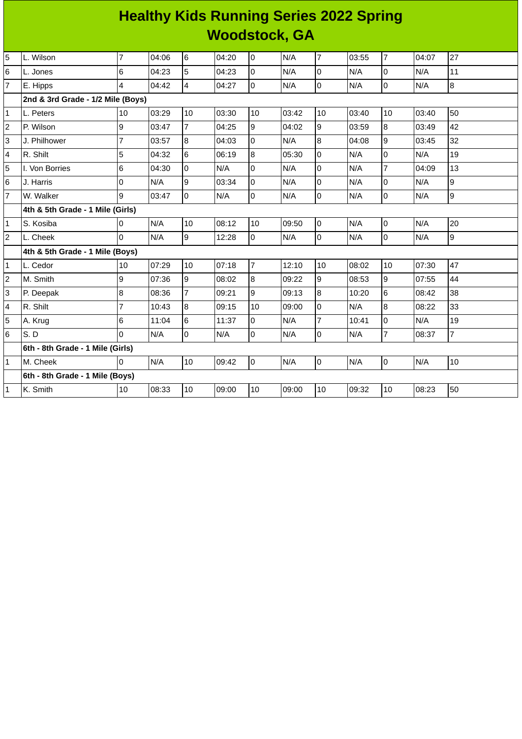# Healthy Kids Running Series 2022 Spring Woodstock, GA

| | | | | | | | | | | | | |
|---|---|---|---|---|---|---|---|---|---|---|---|---|
| 5 | L. Wilson | 7 | 04:06 | 6 | 04:20 | 0 | N/A | 7 | 03:55 | 7 | 04:07 | 27 |
| 6 | L. Jones | 6 | 04:23 | 5 | 04:23 | 0 | N/A | 0 | N/A | 0 | N/A | 11 |
| 7 | E. Hipps | 4 | 04:42 | 4 | 04:27 | 0 | N/A | 0 | N/A | 0 | N/A | 8 |
| | **2nd & 3rd Grade - 1/2 Mile (Boys)** | | | | | | | | | | | |
| 1 | L. Peters | 10 | 03:29 | 10 | 03:30 | 10 | 03:42 | 10 | 03:40 | 10 | 03:40 | 50 |
| 2 | P. Wilson | 9 | 03:47 | 7 | 04:25 | 9 | 04:02 | 9 | 03:59 | 8 | 03:49 | 42 |
| 3 | J. Philhower | 7 | 03:57 | 8 | 04:03 | 0 | N/A | 8 | 04:08 | 9 | 03:45 | 32 |
| 4 | R. Shilt | 5 | 04:32 | 6 | 06:19 | 8 | 05:30 | 0 | N/A | 0 | N/A | 19 |
| 5 | I. Von Borries | 6 | 04:30 | 0 | N/A | 0 | N/A | 0 | N/A | 7 | 04:09 | 13 |
| 6 | J. Harris | 0 | N/A | 9 | 03:34 | 0 | N/A | 0 | N/A | 0 | N/A | 9 |
| 7 | W. Walker | 9 | 03:47 | 0 | N/A | 0 | N/A | 0 | N/A | 0 | N/A | 9 |
| | **4th & 5th Grade - 1 Mile (Girls)** | | | | | | | | | | | |
| 1 | S. Kosiba | 0 | N/A | 10 | 08:12 | 10 | 09:50 | 0 | N/A | 0 | N/A | 20 |
| 2 | L. Cheek | 0 | N/A | 9 | 12:28 | 0 | N/A | 0 | N/A | 0 | N/A | 9 |
| | **4th & 5th Grade - 1 Mile (Boys)** | | | | | | | | | | | |
| 1 | L. Cedor | 10 | 07:29 | 10 | 07:18 | 7 | 12:10 | 10 | 08:02 | 10 | 07:30 | 47 |
| 2 | M. Smith | 9 | 07:36 | 9 | 08:02 | 8 | 09:22 | 9 | 08:53 | 9 | 07:55 | 44 |
| 3 | P. Deepak | 8 | 08:36 | 7 | 09:21 | 9 | 09:13 | 8 | 10:20 | 6 | 08:42 | 38 |
| 4 | R. Shilt | 7 | 10:43 | 8 | 09:15 | 10 | 09:00 | 0 | N/A | 8 | 08:22 | 33 |
| 5 | A. Krug | 6 | 11:04 | 6 | 11:37 | 0 | N/A | 7 | 10:41 | 0 | N/A | 19 |
| 6 | S. D | 0 | N/A | 0 | N/A | 0 | N/A | 0 | N/A | 7 | 08:37 | 7 |
| | **6th - 8th Grade - 1 Mile (Girls)** | | | | | | | | | | | |
| 1 | M. Cheek | 0 | N/A | 10 | 09:42 | 0 | N/A | 0 | N/A | 0 | N/A | 10 |
| | **6th - 8th Grade - 1 Mile (Boys)** | | | | | | | | | | | |
| 1 | K. Smith | 10 | 08:33 | 10 | 09:00 | 10 | 09:00 | 10 | 09:32 | 10 | 08:23 | 50 |